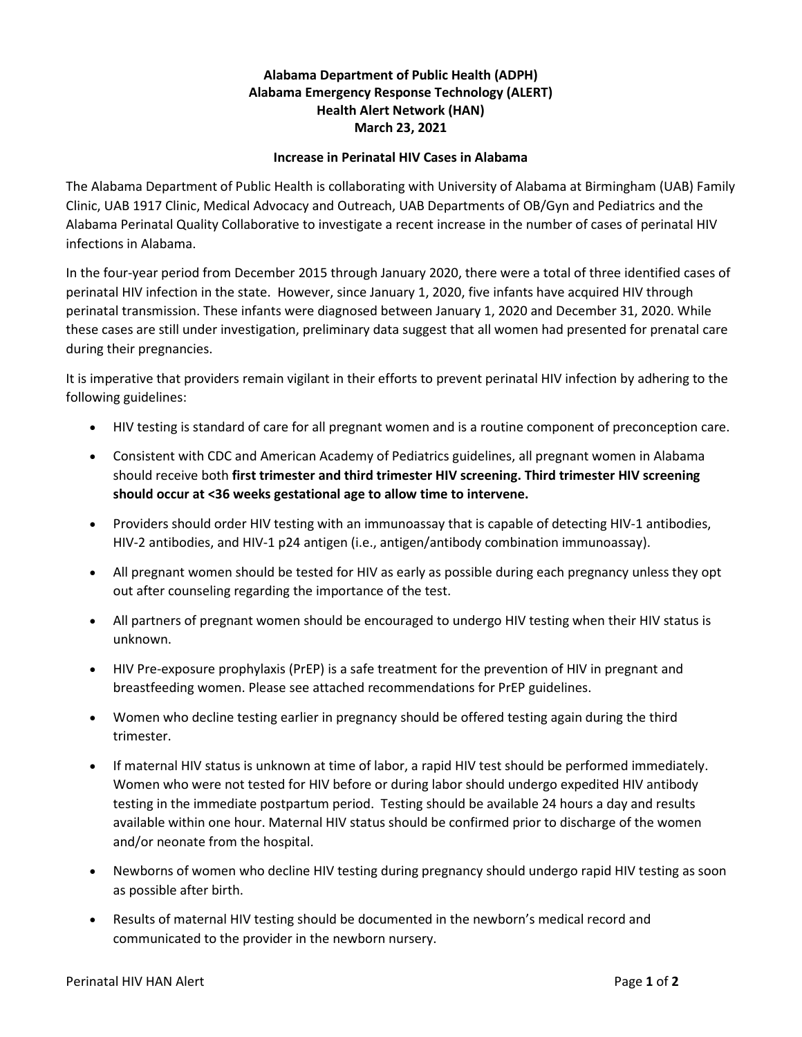**Alabama Department of Public Health (ADPH)**
**Alabama Emergency Response Technology (ALERT)**
**Health Alert Network (HAN)**
**March 23, 2021**

## Increase in Perinatal HIV Cases in Alabama

The Alabama Department of Public Health is collaborating with University of Alabama at Birmingham (UAB) Family Clinic, UAB 1917 Clinic, Medical Advocacy and Outreach, UAB Departments of OB/Gyn and Pediatrics and the Alabama Perinatal Quality Collaborative to investigate a recent increase in the number of cases of perinatal HIV infections in Alabama.

In the four-year period from December 2015 through January 2020, there were a total of three identified cases of perinatal HIV infection in the state. However, since January 1, 2020, five infants have acquired HIV through perinatal transmission. These infants were diagnosed between January 1, 2020 and December 31, 2020. While these cases are still under investigation, preliminary data suggest that all women had presented for prenatal care during their pregnancies.

It is imperative that providers remain vigilant in their efforts to prevent perinatal HIV infection by adhering to the following guidelines:

- HIV testing is standard of care for all pregnant women and is a routine component of preconception care.
- Consistent with CDC and American Academy of Pediatrics guidelines, all pregnant women in Alabama should receive both **first trimester and third trimester HIV screening. Third trimester HIV screening should occur at <36 weeks gestational age to allow time to intervene.**
- Providers should order HIV testing with an immunoassay that is capable of detecting HIV-1 antibodies, HIV-2 antibodies, and HIV-1 p24 antigen (i.e., antigen/antibody combination immunoassay).
- All pregnant women should be tested for HIV as early as possible during each pregnancy unless they opt out after counseling regarding the importance of the test.
- All partners of pregnant women should be encouraged to undergo HIV testing when their HIV status is unknown.
- HIV Pre-exposure prophylaxis (PrEP) is a safe treatment for the prevention of HIV in pregnant and breastfeeding women. Please see attached recommendations for PrEP guidelines.
- Women who decline testing earlier in pregnancy should be offered testing again during the third trimester.
- If maternal HIV status is unknown at time of labor, a rapid HIV test should be performed immediately. Women who were not tested for HIV before or during labor should undergo expedited HIV antibody testing in the immediate postpartum period. Testing should be available 24 hours a day and results available within one hour. Maternal HIV status should be confirmed prior to discharge of the women and/or neonate from the hospital.
- Newborns of women who decline HIV testing during pregnancy should undergo rapid HIV testing as soon as possible after birth.
- Results of maternal HIV testing should be documented in the newborn's medical record and communicated to the provider in the newborn nursery.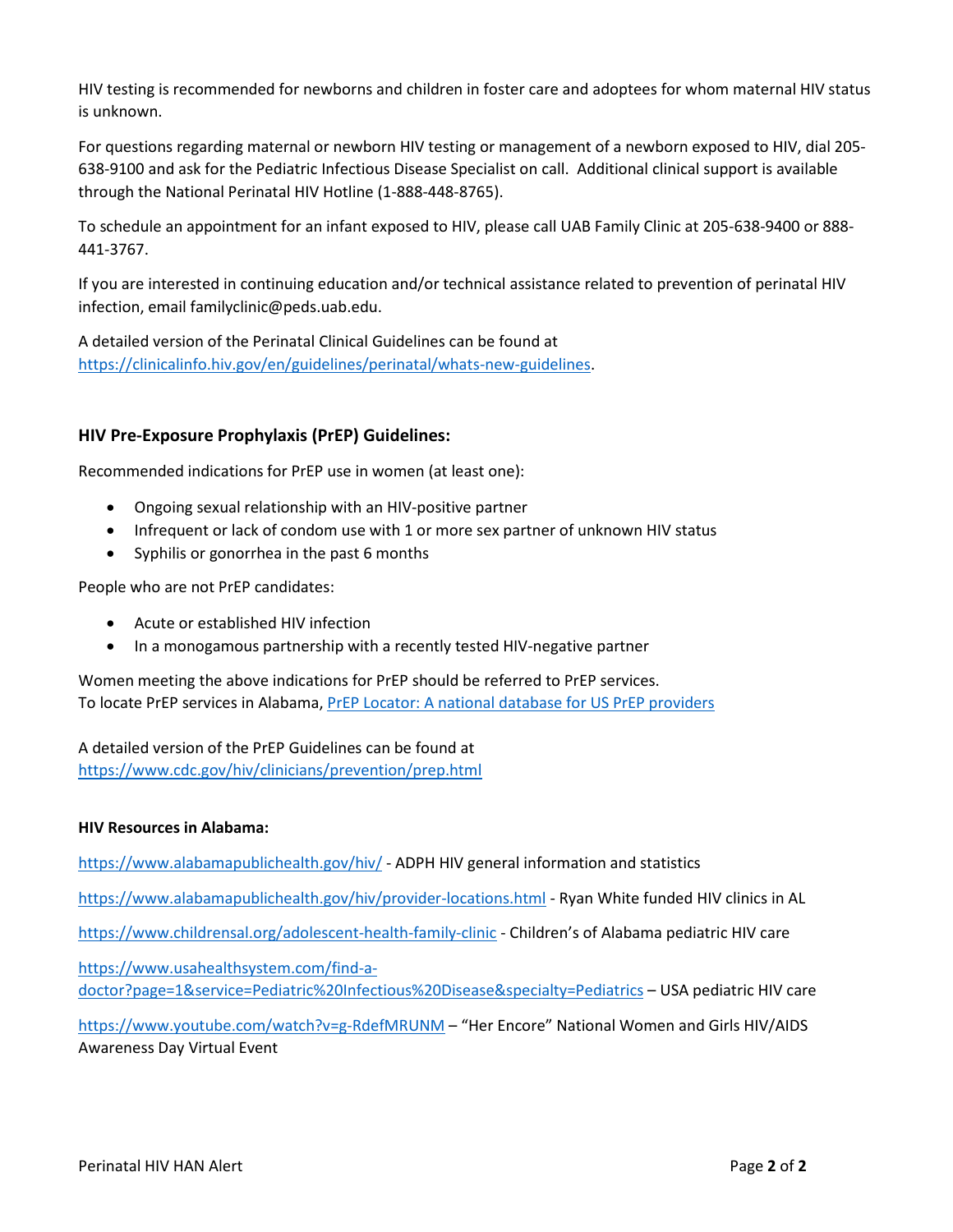HIV testing is recommended for newborns and children in foster care and adoptees for whom maternal HIV status is unknown.

For questions regarding maternal or newborn HIV testing or management of a newborn exposed to HIV, dial 205-638-9100 and ask for the Pediatric Infectious Disease Specialist on call. Additional clinical support is available through the National Perinatal HIV Hotline (1-888-448-8765).

To schedule an appointment for an infant exposed to HIV, please call UAB Family Clinic at 205-638-9400 or 888-441-3767.

If you are interested in continuing education and/or technical assistance related to prevention of perinatal HIV infection, email familyclinic@peds.uab.edu.

A detailed version of the Perinatal Clinical Guidelines can be found at https://clinicalinfo.hiv.gov/en/guidelines/perinatal/whats-new-guidelines.

## HIV Pre-Exposure Prophylaxis (PrEP) Guidelines:

Recommended indications for PrEP use in women (at least one):

- Ongoing sexual relationship with an HIV-positive partner
- Infrequent or lack of condom use with 1 or more sex partner of unknown HIV status
- Syphilis or gonorrhea in the past 6 months

People who are not PrEP candidates:

- Acute or established HIV infection
- In a monogamous partnership with a recently tested HIV-negative partner

Women meeting the above indications for PrEP should be referred to PrEP services.
To locate PrEP services in Alabama, PrEP Locator: A national database for US PrEP providers

A detailed version of the PrEP Guidelines can be found at
https://www.cdc.gov/hiv/clinicians/prevention/prep.html

**HIV Resources in Alabama:**

https://www.alabamapublichealth.gov/hiv/ - ADPH HIV general information and statistics

https://www.alabamapublichealth.gov/hiv/provider-locations.html - Ryan White funded HIV clinics in AL

https://www.childrensal.org/adolescent-health-family-clinic - Children's of Alabama pediatric HIV care

https://www.usahealthsystem.com/find-a-doctor?page=1&service=Pediatric%20Infectious%20Disease&specialty=Pediatrics – USA pediatric HIV care

https://www.youtube.com/watch?v=g-RdefMRUNM – "Her Encore" National Women and Girls HIV/AIDS Awareness Day Virtual Event